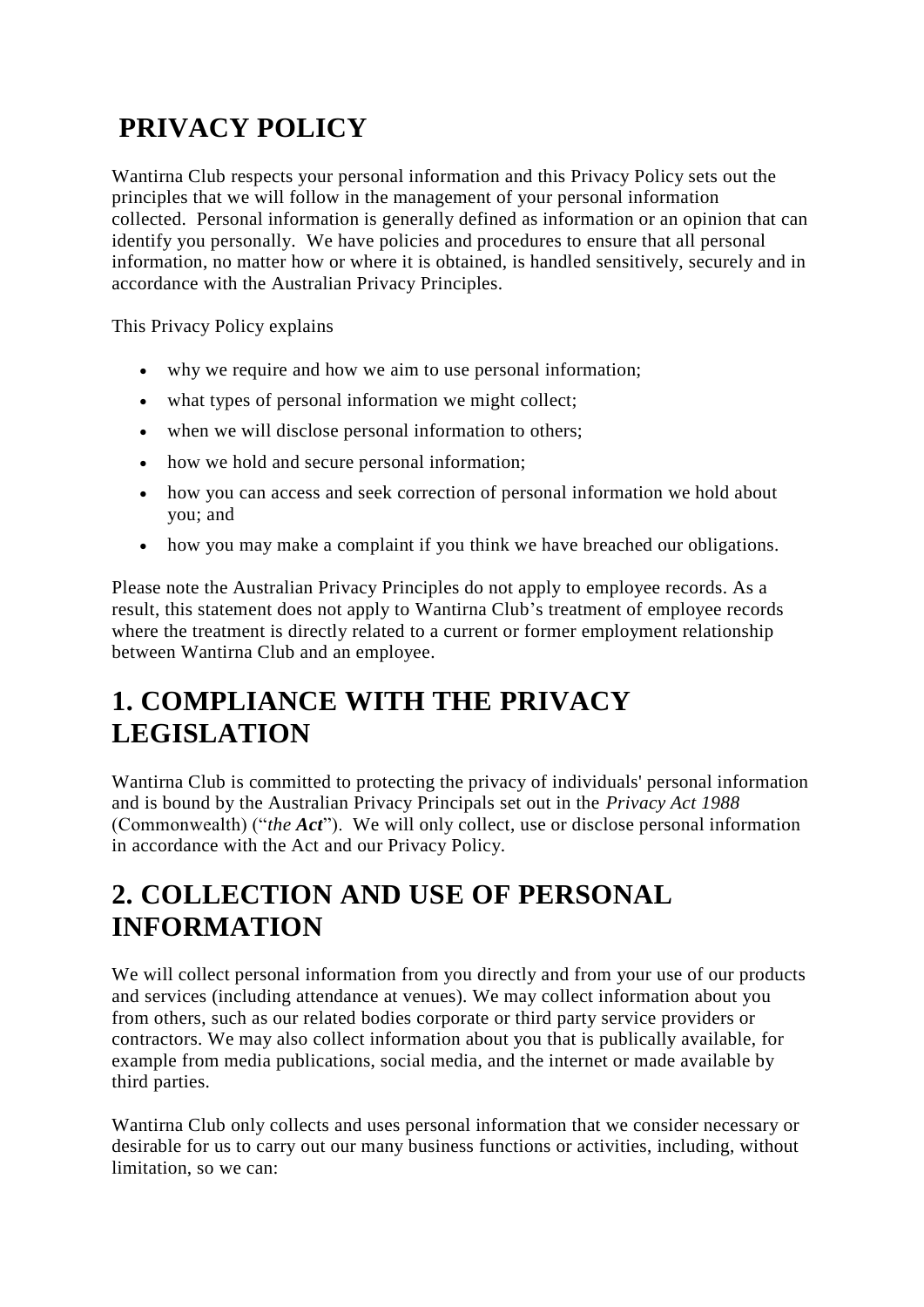# PRIVACY POLICY

Wantirna Club respects your personal information and this Privacy Policy sets out the principles that we will follow in the management of your personal information collected. Personal information is generally defined as information or an opinion that can identify you personally. We have policies and procedures to ensure that all personal information, no matter how or where it is obtained, is handled sensitively, securely and in accordance with the Australian Privacy Principles.

This Privacy Policy explains

- why we require and how we aim to use personal information;
- what types of personal information we might collect;
- when we will disclose personal information to others;
- how we hold and secure personal information;
- how you can access and seek correction of personal information we hold about you; and
- how you may make a complaint if you think we have breached our obligations.

Please note the Australian Privacy Principles do not apply to employee records. As a result, this statement does not apply to Wantirna Club's treatment of employee records where the treatment is directly related to a current or former employment relationship between Wantirna Club and an employee.

## 1. COMPLIANCE WITH THE PRIVACY LEGISLATION

Wantirna Club is committed to protecting the privacy of individuals' personal information and is bound by the Australian Privacy Principals set out in the *Privacy Act 1988* (Commonwealth) ("*the **Act***"). We will only collect, use or disclose personal information in accordance with the Act and our Privacy Policy.

## 2. COLLECTION AND USE OF PERSONAL INFORMATION

We will collect personal information from you directly and from your use of our products and services (including attendance at venues). We may collect information about you from others, such as our related bodies corporate or third party service providers or contractors. We may also collect information about you that is publically available, for example from media publications, social media, and the internet or made available by third parties.

Wantirna Club only collects and uses personal information that we consider necessary or desirable for us to carry out our many business functions or activities, including, without limitation, so we can: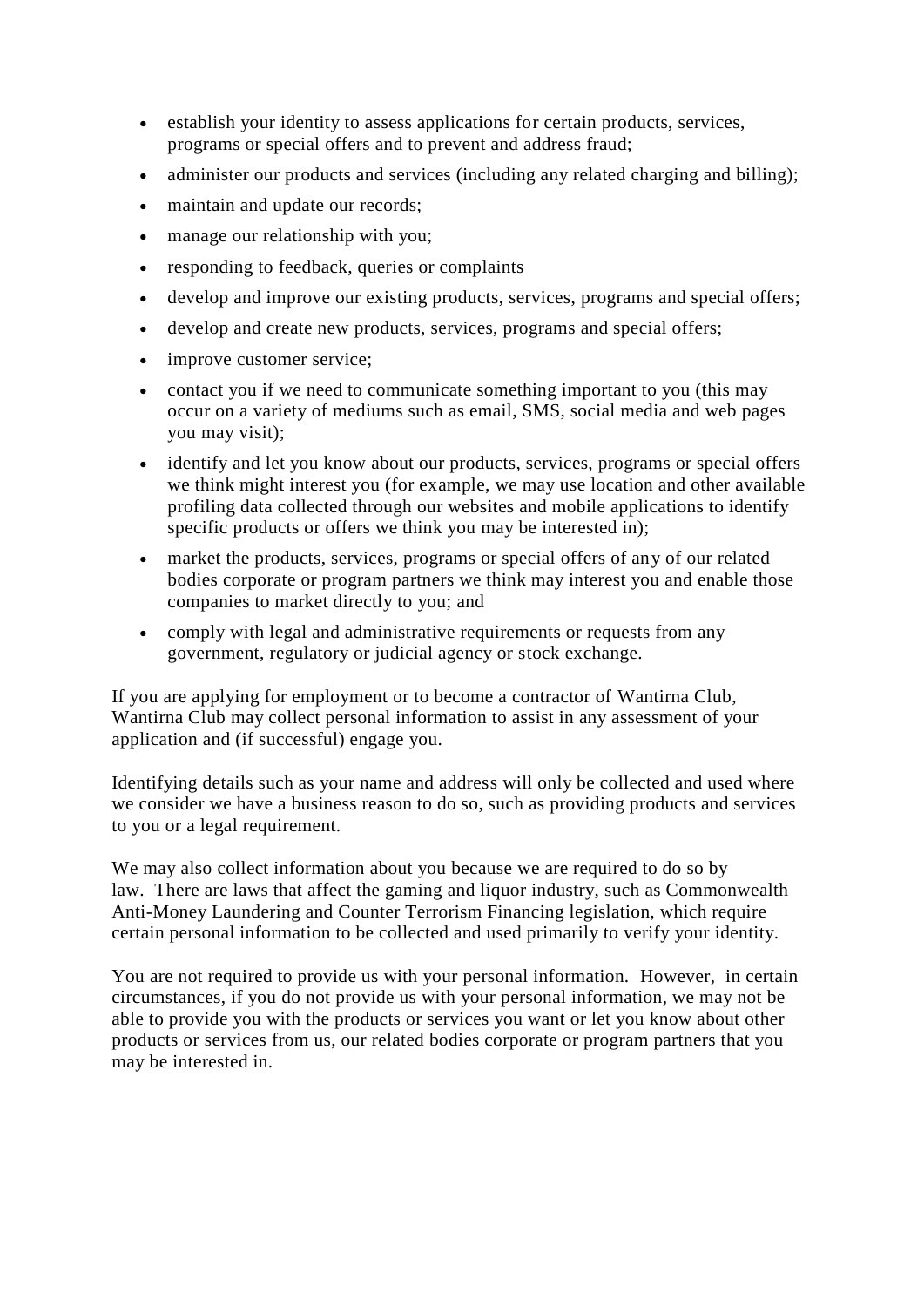- establish your identity to assess applications for certain products, services, programs or special offers and to prevent and address fraud;
- administer our products and services (including any related charging and billing);
- maintain and update our records;
- manage our relationship with you;
- responding to feedback, queries or complaints
- develop and improve our existing products, services, programs and special offers;
- develop and create new products, services, programs and special offers;
- improve customer service;
- contact you if we need to communicate something important to you (this may occur on a variety of mediums such as email, SMS, social media and web pages you may visit);
- identify and let you know about our products, services, programs or special offers we think might interest you (for example, we may use location and other available profiling data collected through our websites and mobile applications to identify specific products or offers we think you may be interested in);
- market the products, services, programs or special offers of any of our related bodies corporate or program partners we think may interest you and enable those companies to market directly to you; and
- comply with legal and administrative requirements or requests from any government, regulatory or judicial agency or stock exchange.

If you are applying for employment or to become a contractor of Wantirna Club, Wantirna Club may collect personal information to assist in any assessment of your application and (if successful) engage you.

Identifying details such as your name and address will only be collected and used where we consider we have a business reason to do so, such as providing products and services to you or a legal requirement.

We may also collect information about you because we are required to do so by law. There are laws that affect the gaming and liquor industry, such as Commonwealth Anti-Money Laundering and Counter Terrorism Financing legislation, which require certain personal information to be collected and used primarily to verify your identity.

You are not required to provide us with your personal information. However, in certain circumstances, if you do not provide us with your personal information, we may not be able to provide you with the products or services you want or let you know about other products or services from us, our related bodies corporate or program partners that you may be interested in.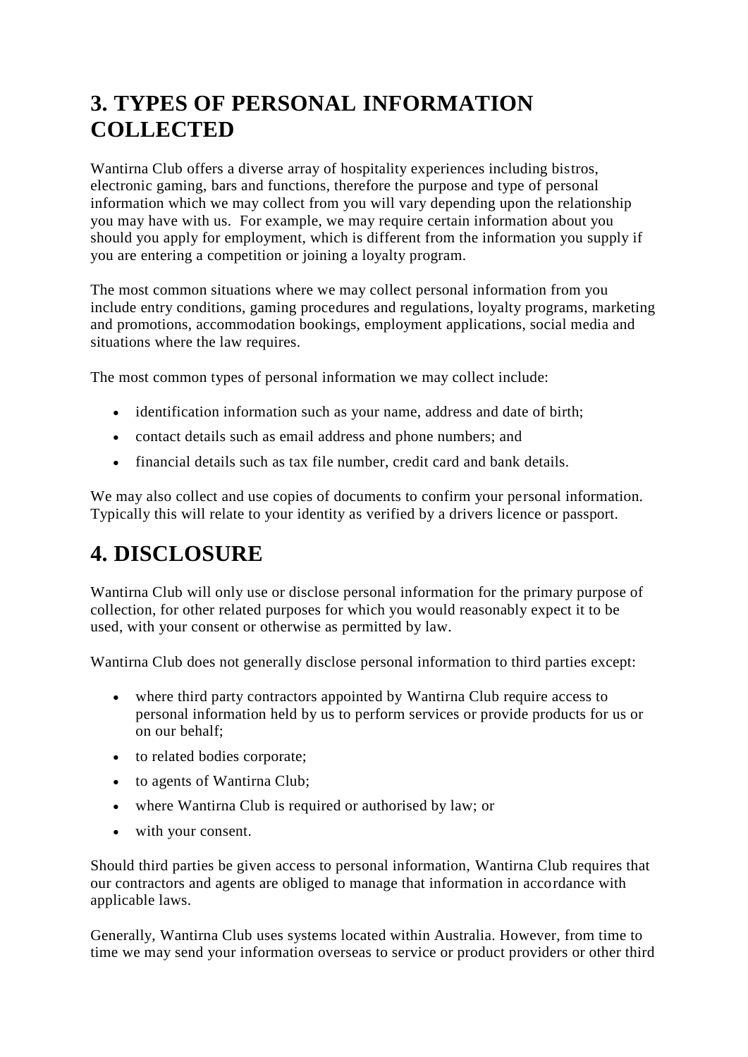# 3. TYPES OF PERSONAL INFORMATION COLLECTED

Wantirna Club offers a diverse array of hospitality experiences including bistros, electronic gaming, bars and functions, therefore the purpose and type of personal information which we may collect from you will vary depending upon the relationship you may have with us. For example, we may require certain information about you should you apply for employment, which is different from the information you supply if you are entering a competition or joining a loyalty program.

The most common situations where we may collect personal information from you include entry conditions, gaming procedures and regulations, loyalty programs, marketing and promotions, accommodation bookings, employment applications, social media and situations where the law requires.

The most common types of personal information we may collect include:

- identification information such as your name, address and date of birth;
- contact details such as email address and phone numbers; and
- financial details such as tax file number, credit card and bank details.

We may also collect and use copies of documents to confirm your personal information. Typically this will relate to your identity as verified by a drivers licence or passport.

# 4. DISCLOSURE

Wantirna Club will only use or disclose personal information for the primary purpose of collection, for other related purposes for which you would reasonably expect it to be used, with your consent or otherwise as permitted by law.

Wantirna Club does not generally disclose personal information to third parties except:

- where third party contractors appointed by Wantirna Club require access to personal information held by us to perform services or provide products for us or on our behalf;
- to related bodies corporate;
- to agents of Wantirna Club;
- where Wantirna Club is required or authorised by law; or
- with your consent.

Should third parties be given access to personal information, Wantirna Club requires that our contractors and agents are obliged to manage that information in accordance with applicable laws.

Generally, Wantirna Club uses systems located within Australia. However, from time to time we may send your information overseas to service or product providers or other third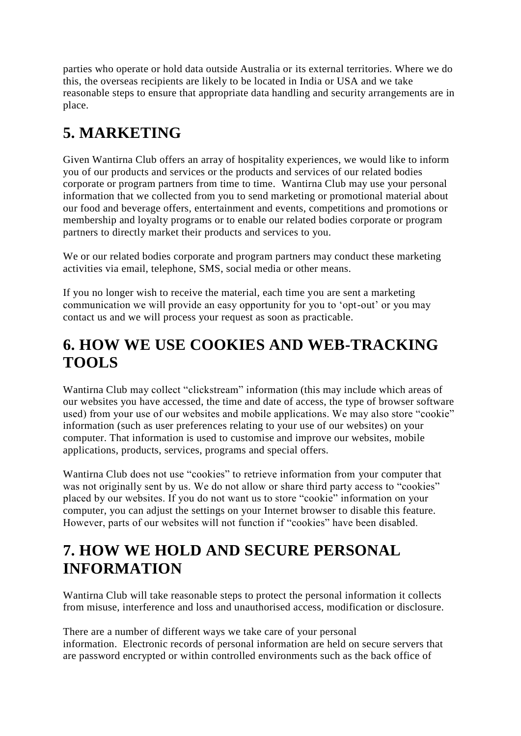parties who operate or hold data outside Australia or its external territories. Where we do this, the overseas recipients are likely to be located in India or USA and we take reasonable steps to ensure that appropriate data handling and security arrangements are in place.

# 5. MARKETING

Given Wantirna Club offers an array of hospitality experiences, we would like to inform you of our products and services or the products and services of our related bodies corporate or program partners from time to time. Wantirna Club may use your personal information that we collected from you to send marketing or promotional material about our food and beverage offers, entertainment and events, competitions and promotions or membership and loyalty programs or to enable our related bodies corporate or program partners to directly market their products and services to you.

We or our related bodies corporate and program partners may conduct these marketing activities via email, telephone, SMS, social media or other means.

If you no longer wish to receive the material, each time you are sent a marketing communication we will provide an easy opportunity for you to 'opt-out' or you may contact us and we will process your request as soon as practicable.

# 6. HOW WE USE COOKIES AND WEB-TRACKING TOOLS

Wantirna Club may collect "clickstream" information (this may include which areas of our websites you have accessed, the time and date of access, the type of browser software used) from your use of our websites and mobile applications. We may also store "cookie" information (such as user preferences relating to your use of our websites) on your computer. That information is used to customise and improve our websites, mobile applications, products, services, programs and special offers.

Wantirna Club does not use "cookies" to retrieve information from your computer that was not originally sent by us. We do not allow or share third party access to "cookies" placed by our websites. If you do not want us to store "cookie" information on your computer, you can adjust the settings on your Internet browser to disable this feature. However, parts of our websites will not function if "cookies" have been disabled.

# 7. HOW WE HOLD AND SECURE PERSONAL INFORMATION

Wantirna Club will take reasonable steps to protect the personal information it collects from misuse, interference and loss and unauthorised access, modification or disclosure.

There are a number of different ways we take care of your personal information. Electronic records of personal information are held on secure servers that are password encrypted or within controlled environments such as the back office of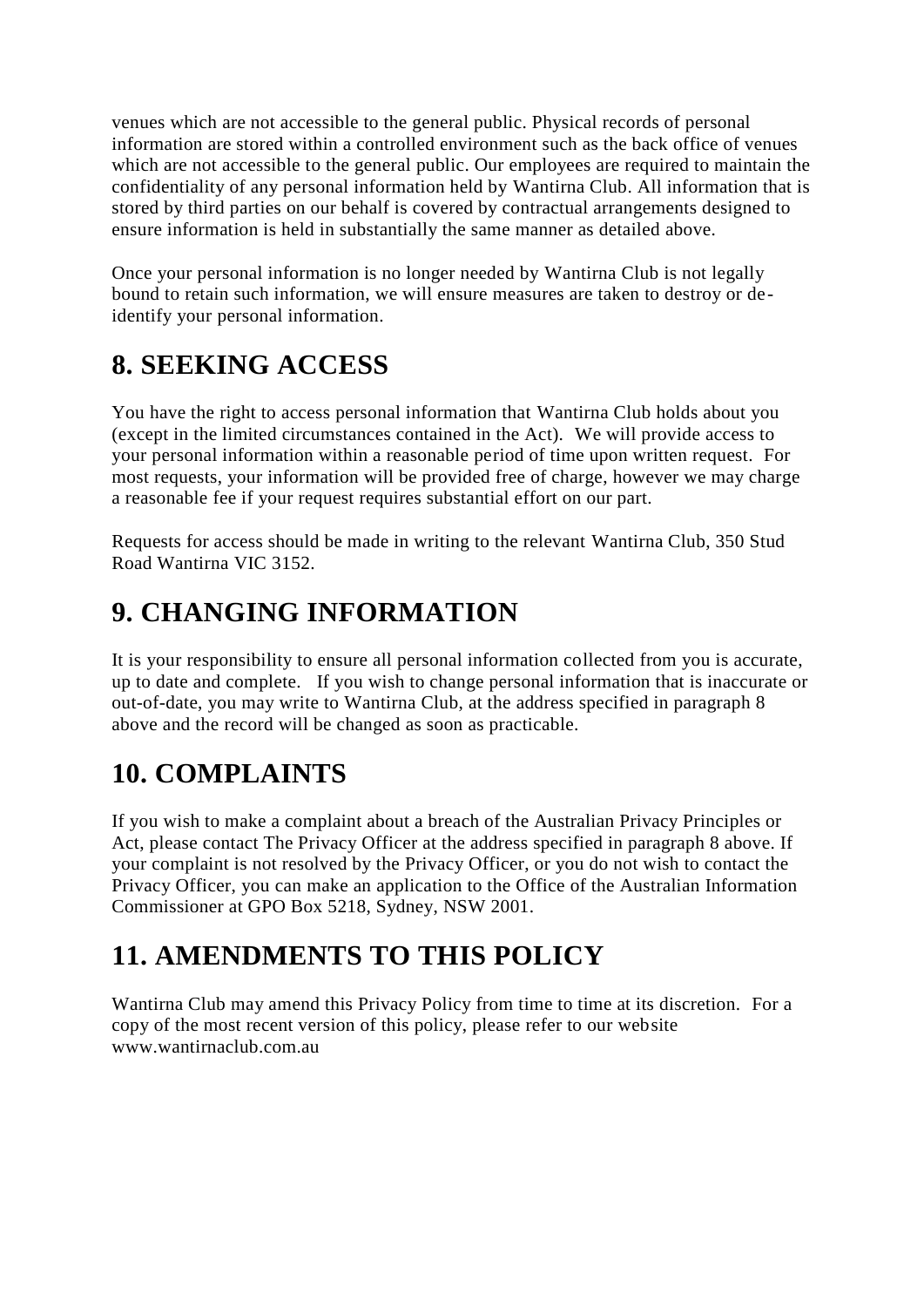venues which are not accessible to the general public. Physical records of personal information are stored within a controlled environment such as the back office of venues which are not accessible to the general public. Our employees are required to maintain the confidentiality of any personal information held by Wantirna Club. All information that is stored by third parties on our behalf is covered by contractual arrangements designed to ensure information is held in substantially the same manner as detailed above.

Once your personal information is no longer needed by Wantirna Club is not legally bound to retain such information, we will ensure measures are taken to destroy or de-identify your personal information.

## 8. SEEKING ACCESS

You have the right to access personal information that Wantirna Club holds about you (except in the limited circumstances contained in the Act). We will provide access to your personal information within a reasonable period of time upon written request. For most requests, your information will be provided free of charge, however we may charge a reasonable fee if your request requires substantial effort on our part.

Requests for access should be made in writing to the relevant Wantirna Club, 350 Stud Road Wantirna VIC 3152.

## 9. CHANGING INFORMATION

It is your responsibility to ensure all personal information collected from you is accurate, up to date and complete. If you wish to change personal information that is inaccurate or out-of-date, you may write to Wantirna Club, at the address specified in paragraph 8 above and the record will be changed as soon as practicable.

## 10. COMPLAINTS

If you wish to make a complaint about a breach of the Australian Privacy Principles or Act, please contact The Privacy Officer at the address specified in paragraph 8 above. If your complaint is not resolved by the Privacy Officer, or you do not wish to contact the Privacy Officer, you can make an application to the Office of the Australian Information Commissioner at GPO Box 5218, Sydney, NSW 2001.

## 11. AMENDMENTS TO THIS POLICY

Wantirna Club may amend this Privacy Policy from time to time at its discretion. For a copy of the most recent version of this policy, please refer to our website www.wantirnaclub.com.au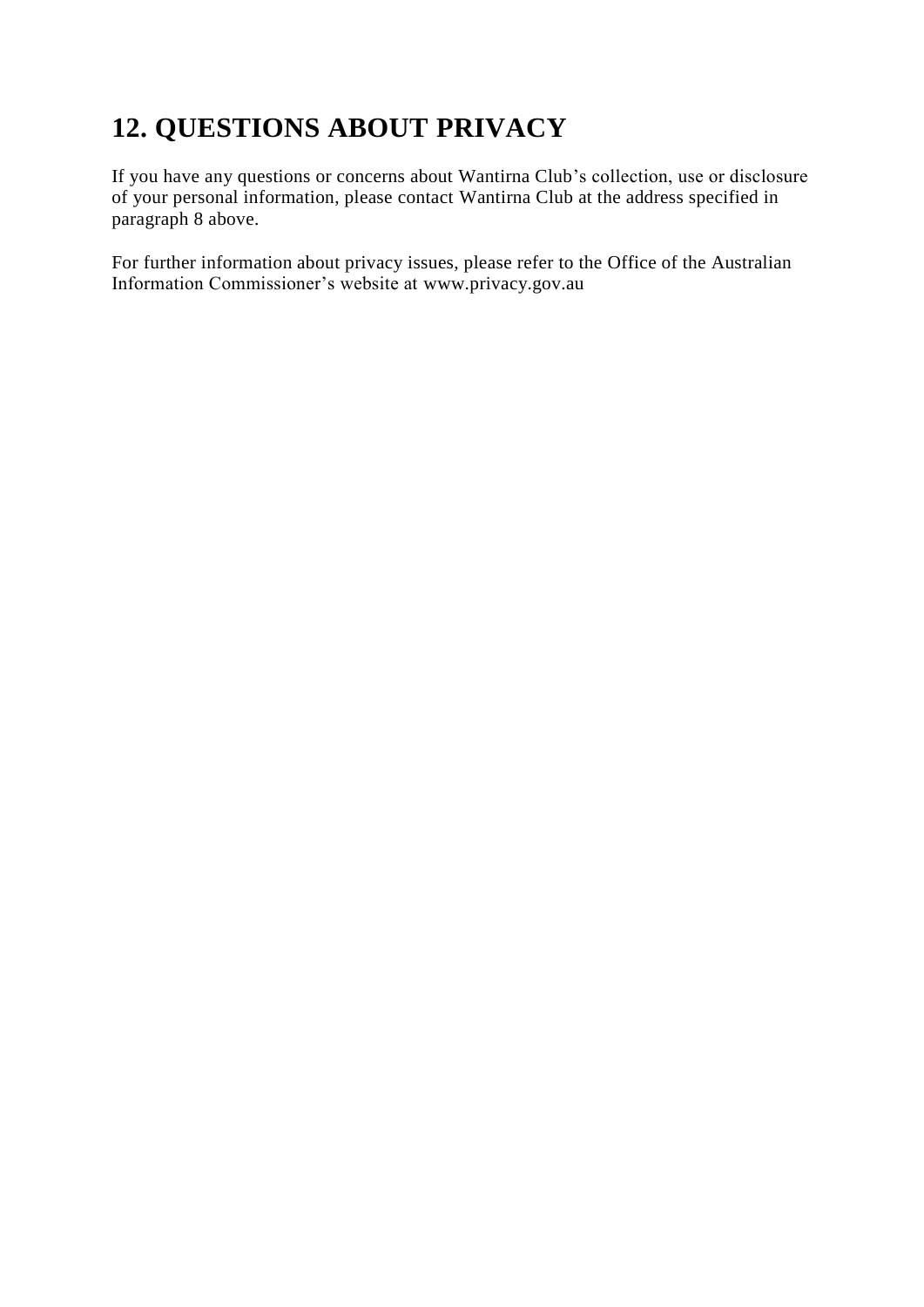## 12. QUESTIONS ABOUT PRIVACY

If you have any questions or concerns about Wantirna Club's collection, use or disclosure of your personal information, please contact Wantirna Club at the address specified in paragraph 8 above.

For further information about privacy issues, please refer to the Office of the Australian Information Commissioner's website at www.privacy.gov.au